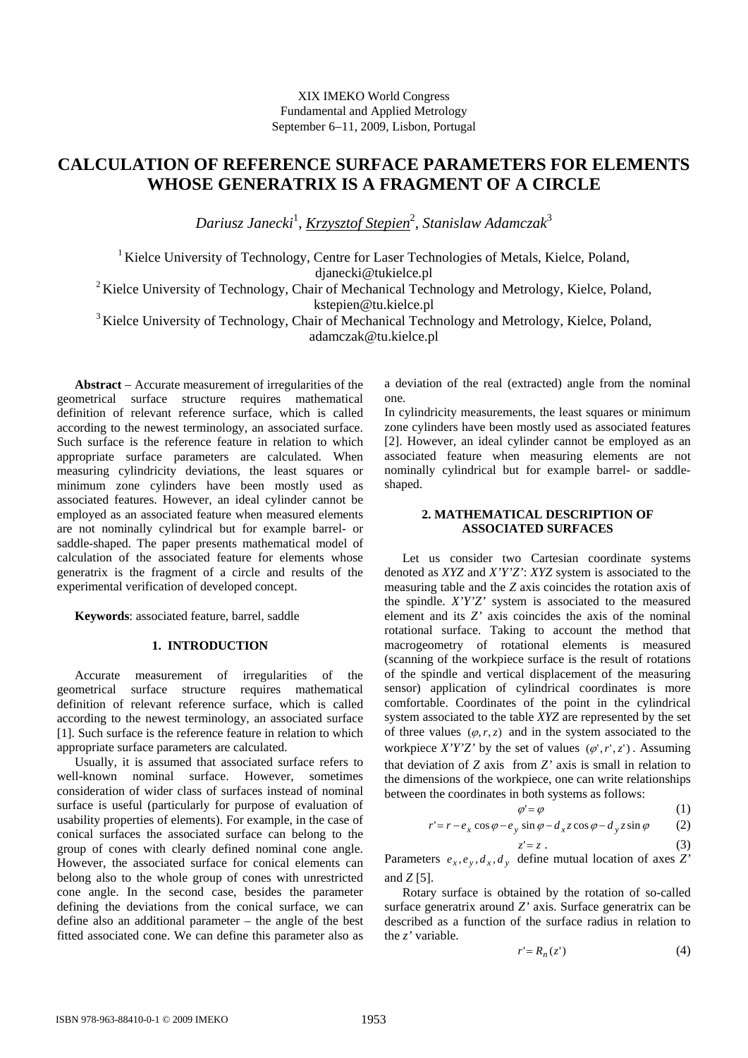XIX IMEKO World Congress
Fundamental and Applied Metrology
September 6–11, 2009, Lisbon, Portugal

# CALCULATION OF REFERENCE SURFACE PARAMETERS FOR ELEMENTS WHOSE GENERATRIX IS A FRAGMENT OF A CIRCLE

*Dariusz Janecki*[1], *Krzysztof Stepien*[2], *Stanislaw Adamczak*[3]

[1] Kielce University of Technology, Centre for Laser Technologies of Metals, Kielce, Poland, djanecki@tukielce.pl
[2] Kielce University of Technology, Chair of Mechanical Technology and Metrology, Kielce, Poland, kstepien@tu.kielce.pl
[3] Kielce University of Technology, Chair of Mechanical Technology and Metrology, Kielce, Poland, adamczak@tu.kielce.pl

**Abstract** – Accurate measurement of irregularities of the geometrical surface structure requires mathematical definition of relevant reference surface, which is called according to the newest terminology, an associated surface. Such surface is the reference feature in relation to which appropriate surface parameters are calculated. When measuring cylindricity deviations, the least squares or minimum zone cylinders have been mostly used as associated features. However, an ideal cylinder cannot be employed as an associated feature when measured elements are not nominally cylindrical but for example barrel- or saddle-shaped. The paper presents mathematical model of calculation of the associated feature for elements whose generatrix is the fragment of a circle and results of the experimental verification of developed concept.

**Keywords**: associated feature, barrel, saddle

## 1. INTRODUCTION

Accurate measurement of irregularities of the geometrical surface structure requires mathematical definition of relevant reference surface, which is called according to the newest terminology, an associated surface [1]. Such surface is the reference feature in relation to which appropriate surface parameters are calculated.

Usually, it is assumed that associated surface refers to well-known nominal surface. However, sometimes consideration of wider class of surfaces instead of nominal surface is useful (particularly for purpose of evaluation of usability properties of elements). For example, in the case of conical surfaces the associated surface can belong to the group of cones with clearly defined nominal cone angle. However, the associated surface for conical elements can belong also to the whole group of cones with unrestricted cone angle. In the second case, besides the parameter defining the deviations from the conical surface, we can define also an additional parameter – the angle of the best fitted associated cone. We can define this parameter also as a deviation of the real (extracted) angle from the nominal one.

In cylindricity measurements, the least squares or minimum zone cylinders have been mostly used as associated features [2]. However, an ideal cylinder cannot be employed as an associated feature when measuring elements are not nominally cylindrical but for example barrel- or saddle-shaped.

## 2. MATHEMATICAL DESCRIPTION OF ASSOCIATED SURFACES

Let us consider two Cartesian coordinate systems denoted as *XYZ* and *X'Y'Z'*: *XYZ* system is associated to the measuring table and the *Z* axis coincides the rotation axis of the spindle. *X'Y'Z'* system is associated to the measured element and its *Z'* axis coincides the axis of the nominal rotational surface. Taking to account the method that macrogeometry of rotational elements is measured (scanning of the workpiece surface is the result of rotations of the spindle and vertical displacement of the measuring sensor) application of cylindrical coordinates is more comfortable. Coordinates of the point in the cylindrical system associated to the table *XYZ* are represented by the set of three values $(\varphi, r, z)$ and in the system associated to the workpiece *X'Y'Z'* by the set of values $(\varphi', r', z')$. Assuming that deviation of *Z* axis from *Z'* axis is small in relation to the dimensions of the workpiece, one can write relationships between the coordinates in both systems as follows:

$$\varphi' = \varphi \tag{1}$$

$$r' = r - e_x \cos\varphi - e_y \sin\varphi - d_x z \cos\varphi - d_y z \sin\varphi \tag{2}$$

$$z' = z \; . \tag{3}$$

Parameters $e_x, e_y, d_x, d_y$ define mutual location of axes *Z'* and *Z* [5].

Rotary surface is obtained by the rotation of so-called surface generatrix around *Z'* axis. Surface generatrix can be described as a function of the surface radius in relation to the *z'* variable.

$$r' = R_n(z') \tag{4}$$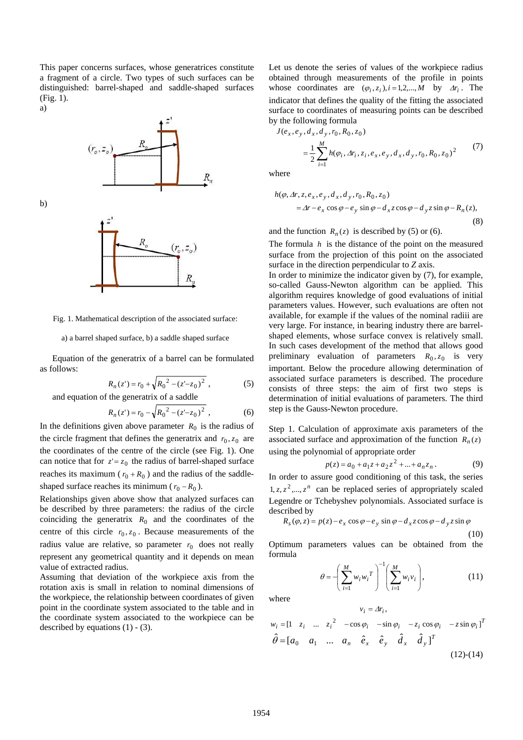This paper concerns surfaces, whose generatrices constitute a fragment of a circle. Two types of such surfaces can be distinguished: barrel-shaped and saddle-shaped surfaces (Fig. 1).

a)

b)

Fig. 1. Mathematical description of the associated surface:

a) a barrel shaped surface, b) a saddle shaped surface

Equation of the generatrix of a barrel can be formulated as follows:

$$R_n(z') = r_0 + \sqrt{R_0^{\,2} - (z' - z_0)^2}\,, \tag{5}$$

and equation of the generatrix of a saddle

$$R_n(z') = r_0 - \sqrt{R_0^{\,2} - (z' - z_0)^2}\,, \tag{6}$$

In the definitions given above parameter $R_0$ is the radius of the circle fragment that defines the generatrix and $r_0, z_0$ are the coordinates of the centre of the circle (see Fig. 1). One can notice that for $z' = z_0$ the radius of barrel-shaped surface reaches its maximum ($r_0 + R_0$) and the radius of the saddle-shaped surface reaches its minimum ($r_0 - R_0$).

Relationships given above show that analyzed surfaces can be described by three parameters: the radius of the circle coinciding the generatrix $R_0$ and the coordinates of the centre of this circle $r_0, z_0$. Because measurements of the radius value are relative, so parameter $r_0$ does not really represent any geometrical quantity and it depends on mean value of extracted radius.

Assuming that deviation of the workpiece axis from the rotation axis is small in relation to nominal dimensions of the workpiece, the relationship between coordinates of given point in the coordinate system associated to the table and in the coordinate system associated to the workpiece can be described by equations (1) - (3).

Let us denote the series of values of the workpiece radius obtained through measurements of the profile in points whose coordinates are $(\varphi_i, z_i), i = 1,2,...,M$ by $\Delta r_i$. The indicator that defines the quality of the fitting the associated surface to coordinates of measuring points can be described by the following formula

$$J(e_x, e_y, d_x, d_y, r_0, R_0, z_0) = \frac{1}{2}\sum_{i=1}^{M} h(\varphi_i, \Delta r_i, z_i, e_x, e_y, d_x, d_y, r_0, R_0, z_0)^2 \tag{7}$$

where

$$h(\varphi, \Delta r, z, e_x, e_y, d_x, d_y, r_0, R_0, z_0) = \Delta r - e_x \cos\varphi - e_y \sin\varphi - d_x z \cos\varphi - d_y z \sin\varphi - R_n(z), \tag{8}$$

and the function $R_n(z)$ is described by (5) or (6).

The formula $h$ is the distance of the point on the measured surface from the projection of this point on the associated surface in the direction perpendicular to *Z* axis.

In order to minimize the indicator given by (7), for example, so-called Gauss-Newton algorithm can be applied. This algorithm requires knowledge of good evaluations of initial parameters values. However, such evaluations are often not available, for example if the values of the nominal radiii are very large. For instance, in bearing industry there are barrel-shaped elements, whose surface convex is relatively small. In such cases development of the method that allows good preliminary evaluation of parameters $R_0, z_0$ is very important. Below the procedure allowing determination of associated surface parameters is described. The procedure consists of three steps: the aim of first two steps is determination of initial evaluations of parameters. The third step is the Gauss-Newton procedure.

Step 1. Calculation of approximate axis parameters of the associated surface and approximation of the function $R_n(z)$ using the polynomial of appropriate order

$$p(z) = a_0 + a_1 z + a_2 z^2 + ... + a_n z_n\,. \tag{9}$$

In order to assure good conditioning of this task, the series $1, z, z^2, ..., z^n$ can be replaced series of appropriately scaled Legendre or Tchebyshev polynomials. Associated surface is described by

$$R_s(\varphi, z) = p(z) - e_x \cos\varphi - e_y \sin\varphi - d_x z \cos\varphi - d_y z \sin\varphi \tag{10}$$

Optimum parameters values can be obtained from the formula

$$\theta = -\left(\sum_{i=1}^{M} w_i w_i^T\right)^{-1}\left(\sum_{i=1}^{M} w_i v_i\right), \tag{11}$$

where

$$v_i = \Delta r_i,$$

$$w_i = [1 \quad z_i \quad ... \quad z_i^2 \quad -\cos\varphi_i \quad -\sin\varphi_i \quad -z_i\cos\varphi_i \quad -z\sin\varphi_i]^T$$

$$\hat{\theta} = [a_0 \quad a_1 \quad ... \quad a_n \quad \hat{e}_x \quad \hat{e}_y \quad \hat{d}_x \quad \hat{d}_y]^T \tag{12-14}$$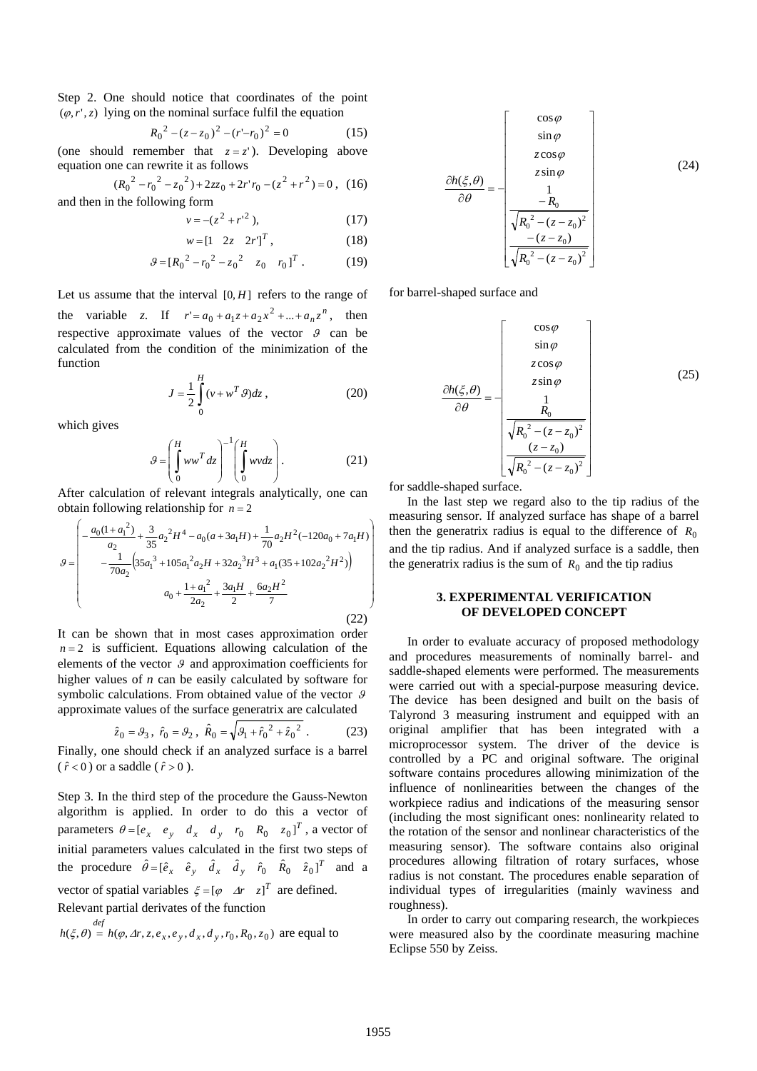Step 2. One should notice that coordinates of the point $(\varphi, r', z)$ lying on the nominal surface fulfil the equation

$$R_0^{\,2} - (z - z_0)^2 - (r' - r_0)^2 = 0 \tag{15}$$

(one should remember that $z = z'$). Developing above equation one can rewrite it as follows

$$(R_0^{\,2} - r_0^{\,2} - z_0^{\,2}) + 2zz_0 + 2r'r_0 - (z^2 + r^2) = 0\,, \tag{16}$$

and then in the following form

$$v = -(z^2 + r'^2), \tag{17}$$

$$w = [1 \quad 2z \quad 2r']^T, \tag{18}$$

$$\vartheta = [R_0^{\,2} - r_0^{\,2} - z_0^{\,2} \quad z_0 \quad r_0]^T. \tag{19}$$

Let us assume that the interval $[0, H]$ refers to the range of the variable $z$. If $r' = a_0 + a_1 z + a_2 x^2 + ... + a_n z^n$, then respective approximate values of the vector $\vartheta$ can be calculated from the condition of the minimization of the function

$$J = \frac{1}{2}\int_0^H (v + w^T \vartheta) dz\,, \tag{20}$$

which gives

$$\vartheta = \left(\int_0^H w w^T dz\right)^{-1} \left(\int_0^H w v dz\right). \tag{21}$$

After calculation of relevant integrals analytically, one can obtain following relationship for $n = 2$

$$\vartheta = \begin{pmatrix} -\dfrac{a_0(1+a_1^{\,2})}{a_2} + \dfrac{3}{35}a_2^{\,2}H^4 - a_0(a + 3a_1 H) + \dfrac{1}{70}a_2 H^2(-120a_0 + 7a_1 H) \\ -\dfrac{1}{70a_2}\left(35a_1^{\,3} + 105a_1^{\,2}a_2 H + 32a_2^{\,3}H^3 + a_1(35 + 102a_2^{\,2}H^2)\right) \\ a_0 + \dfrac{1+a_1^{\,2}}{2a_2} + \dfrac{3a_1 H}{2} + \dfrac{6a_2 H^2}{7} \end{pmatrix} \tag{22}$$

It can be shown that in most cases approximation order $n = 2$ is sufficient. Equations allowing calculation of the elements of the vector $\vartheta$ and approximation coefficients for higher values of *n* can be easily calculated by software for symbolic calculations. From obtained value of the vector $\vartheta$ approximate values of the surface generatrix are calculated

$$\hat{z}_0 = \vartheta_3\,,\ \hat{r}_0 = \vartheta_2\,,\ \hat{R}_0 = \sqrt{\vartheta_1 + \hat{r}_0^{\,2} + \hat{z}_0^{\,2}}\,. \tag{23}$$

Finally, one should check if an analyzed surface is a barrel ($\hat{r} < 0$) or a saddle ($\hat{r} > 0$).

Step 3. In the third step of the procedure the Gauss-Newton algorithm is applied. In order to do this a vector of parameters $\theta = [e_x \quad e_y \quad d_x \quad d_y \quad r_0 \quad R_0 \quad z_0]^T$, a vector of initial parameters values calculated in the first two steps of the procedure $\hat{\theta} = [\hat{e}_x \quad \hat{e}_y \quad \hat{d}_x \quad \hat{d}_y \quad \hat{r}_0 \quad \hat{R}_0 \quad \hat{z}_0]^T$ and a vector of spatial variables $\xi = [\varphi \quad \Delta r \quad z]^T$ are defined. Relevant partial derivates of the function $h(\xi, \theta) \overset{def}{=} h(\varphi, \Delta r, z, e_x, e_y, d_x, d_y, r_0, R_0, z_0)$ are equal to

$$\frac{\partial h(\xi,\theta)}{\partial \theta} = -\begin{bmatrix} \cos\varphi \\ \sin\varphi \\ z\cos\varphi \\ z\sin\varphi \\ 1 \\ \dfrac{-R_0}{\sqrt{R_0^{\,2} - (z - z_0)^2}} \\ \dfrac{-(z - z_0)}{\sqrt{R_0^{\,2} - (z - z_0)^2}} \end{bmatrix} \tag{24}$$

for barrel-shaped surface and

$$\frac{\partial h(\xi,\theta)}{\partial \theta} = -\begin{bmatrix} \cos\varphi \\ \sin\varphi \\ z\cos\varphi \\ z\sin\varphi \\ 1 \\ \dfrac{R_0}{\sqrt{R_0^{\,2} - (z - z_0)^2}} \\ \dfrac{(z - z_0)}{\sqrt{R_0^{\,2} - (z - z_0)^2}} \end{bmatrix} \tag{25}$$

for saddle-shaped surface.

In the last step we regard also to the tip radius of the measuring sensor. If analyzed surface has shape of a barrel then the generatrix radius is equal to the difference of $R_0$ and the tip radius. And if analyzed surface is a saddle, then the generatrix radius is the sum of $R_0$ and the tip radius

## 3. EXPERIMENTAL VERIFICATION OF DEVELOPED CONCEPT

In order to evaluate accuracy of proposed methodology and procedures measurements of nominally barrel- and saddle-shaped elements were performed. The measurements were carried out with a special-purpose measuring device. The device has been designed and built on the basis of Talyrond 3 measuring instrument and equipped with an original amplifier that has been integrated with a microprocessor system. The driver of the device is controlled by a PC and original software. The original software contains procedures allowing minimization of the influence of nonlinearities between the changes of the workpiece radius and indications of the measuring sensor (including the most significant ones: nonlinearity related to the rotation of the sensor and nonlinear characteristics of the measuring sensor). The software contains also original procedures allowing filtration of rotary surfaces, whose radius is not constant. The procedures enable separation of individual types of irregularities (mainly waviness and roughness).

In order to carry out comparing research, the workpieces were measured also by the coordinate measuring machine Eclipse 550 by Zeiss.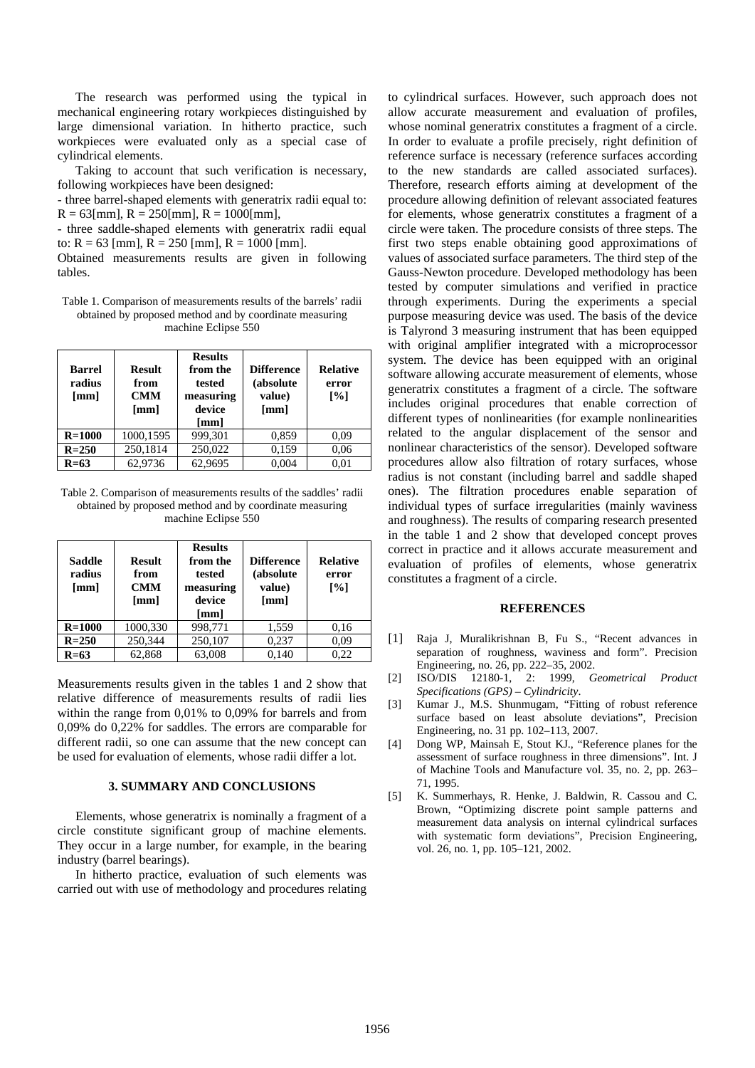The research was performed using the typical in mechanical engineering rotary workpieces distinguished by large dimensional variation. In hitherto practice, such workpieces were evaluated only as a special case of cylindrical elements.

Taking to account that such verification is necessary, following workpieces have been designed:

- three barrel-shaped elements with generatrix radii equal to: R = 63[mm], R = 250[mm], R = 1000[mm],
- three saddle-shaped elements with generatrix radii equal to: R = 63 [mm], R = 250 [mm], R = 1000 [mm].

Obtained measurements results are given in following tables.

Table 1. Comparison of measurements results of the barrels' radii obtained by proposed method and by coordinate measuring machine Eclipse 550

| Barrel radius [mm] | Result from CMM [mm] | Results from the tested measuring device [mm] | Difference (absolute value) [mm] | Relative error [%] |
|---|---|---|---|---|
| **R=1000** | 1000,1595 | 999,301 | 0,859 | 0,09 |
| **R=250** | 250,1814 | 250,022 | 0,159 | 0,06 |
| **R=63** | 62,9736 | 62,9695 | 0,004 | 0,01 |

Table 2. Comparison of measurements results of the saddles' radii obtained by proposed method and by coordinate measuring machine Eclipse 550

| Saddle radius [mm] | Result from CMM [mm] | Results from the tested measuring device [mm] | Difference (absolute value) [mm] | Relative error [%] |
|---|---|---|---|---|
| **R=1000** | 1000,330 | 998,771 | 1,559 | 0,16 |
| **R=250** | 250,344 | 250,107 | 0,237 | 0,09 |
| **R=63** | 62,868 | 63,008 | 0,140 | 0,22 |

Measurements results given in the tables 1 and 2 show that relative difference of measurements results of radii lies within the range from 0,01% to 0,09% for barrels and from 0,09% do 0,22% for saddles. The errors are comparable for different radii, so one can assume that the new concept can be used for evaluation of elements, whose radii differ a lot.

## 3. SUMMARY AND CONCLUSIONS

Elements, whose generatrix is nominally a fragment of a circle constitute significant group of machine elements. They occur in a large number, for example, in the bearing industry (barrel bearings).

In hitherto practice, evaluation of such elements was carried out with use of methodology and procedures relating to cylindrical surfaces. However, such approach does not allow accurate measurement and evaluation of profiles, whose nominal generatrix constitutes a fragment of a circle. In order to evaluate a profile precisely, right definition of reference surface is necessary (reference surfaces according to the new standards are called associated surfaces). Therefore, research efforts aiming at development of the procedure allowing definition of relevant associated features for elements, whose generatrix constitutes a fragment of a circle were taken. The procedure consists of three steps. The first two steps enable obtaining good approximations of values of associated surface parameters. The third step of the Gauss-Newton procedure. Developed methodology has been tested by computer simulations and verified in practice through experiments. During the experiments a special purpose measuring device was used. The basis of the device is Talyrond 3 measuring instrument that has been equipped with original amplifier integrated with a microprocessor system. The device has been equipped with an original software allowing accurate measurement of elements, whose generatrix constitutes a fragment of a circle. The software includes original procedures that enable correction of different types of nonlinearities (for example nonlinearities related to the angular displacement of the sensor and nonlinear characteristics of the sensor). Developed software procedures allow also filtration of rotary surfaces, whose radius is not constant (including barrel and saddle shaped ones). The filtration procedures enable separation of individual types of surface irregularities (mainly waviness and roughness). The results of comparing research presented in the table 1 and 2 show that developed concept proves correct in practice and it allows accurate measurement and evaluation of profiles of elements, whose generatrix constitutes a fragment of a circle.

## REFERENCES

[1] Raja J, Muralikrishnan B, Fu S., "Recent advances in separation of roughness, waviness and form". Precision Engineering, no. 26, pp. 222–35, 2002.

[2] ISO/DIS 12180-1, 2: 1999, *Geometrical Product Specifications (GPS) – Cylindricity*.

[3] Kumar J., M.S. Shunmugam, "Fitting of robust reference surface based on least absolute deviations", Precision Engineering, no. 31 pp. 102–113, 2007.

[4] Dong WP, Mainsah E, Stout KJ., "Reference planes for the assessment of surface roughness in three dimensions". Int. J of Machine Tools and Manufacture vol. 35, no. 2, pp. 263–71, 1995.

[5] K. Summerhays, R. Henke, J. Baldwin, R. Cassou and C. Brown, "Optimizing discrete point sample patterns and measurement data analysis on internal cylindrical surfaces with systematic form deviations", Precision Engineering, vol. 26, no. 1, pp. 105–121, 2002.